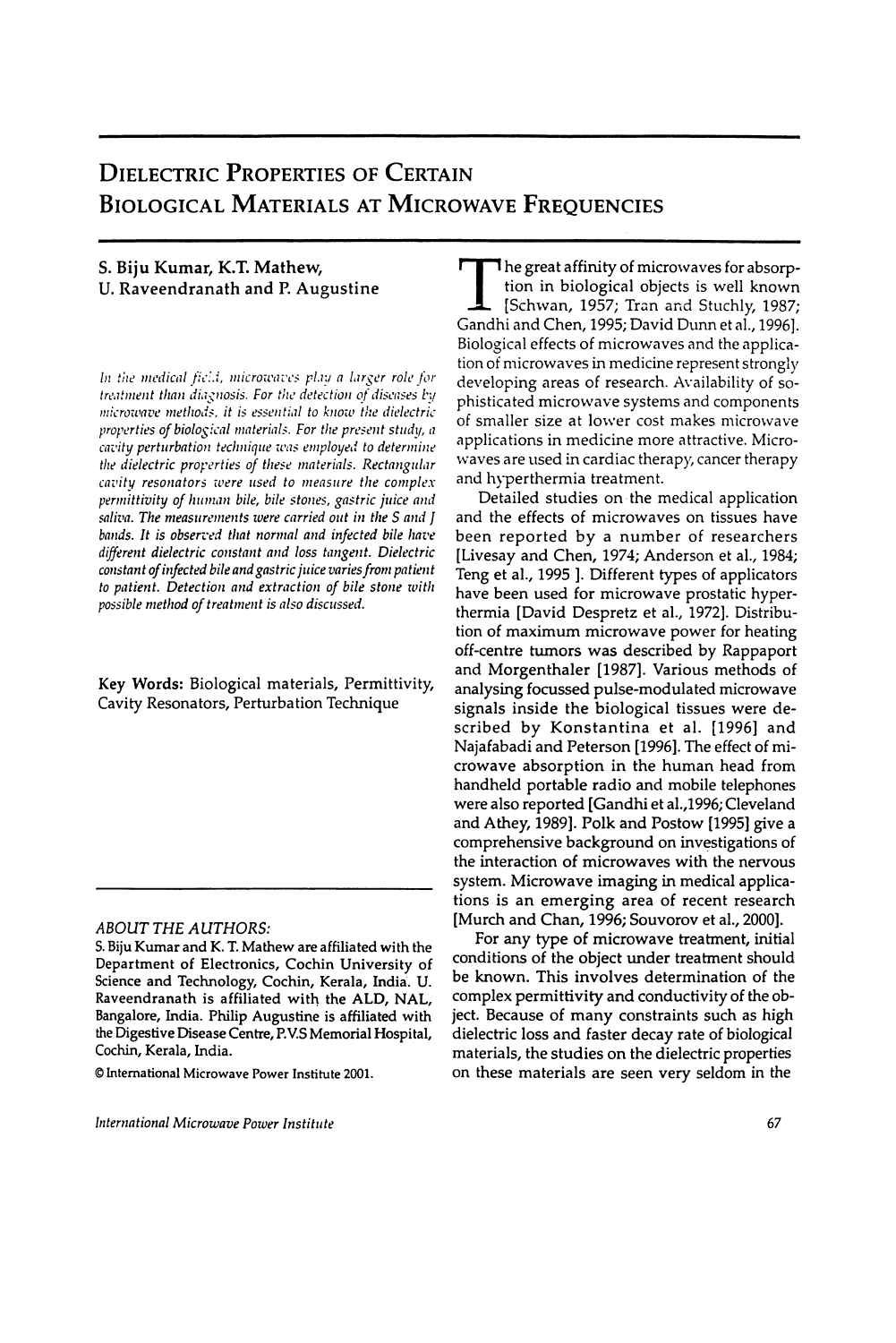# Dielectric Properties of Certain Biological Materials at Microwave Frequencies

**S. Biju Kumar, K.T. Mathew, U. Raveendranath and P. Augustine**

*In the medical field, microwaves play a larger role for treatment than diagnosis. For the detection of diseases by microwave methods, it is essential to know the dielectric properties of biological materials. For the present study, a cavity perturbation technique was employed to determine the dielectric properties of these materials. Rectangular cavity resonators were used to measure the complex permittivity of human bile, bile stones, gastric juice and saliva. The measurements were carried out in the S and J bands. It is observed that normal and infected bile have different dielectric constant and loss tangent. Dielectric constant of infected bile and gastric juice varies from patient to patient. Detection and extraction of bile stone with possible method of treatment is also discussed.*

**Key Words:** Biological materials, Permittivity, Cavity Resonators, Perturbation Technique

*ABOUT THE AUTHORS:*

S. Biju Kumar and K. T. Mathew are affiliated with the Department of Electronics, Cochin University of Science and Technology, Cochin, Kerala, India. U. Raveendranath is affiliated with the ALD, NAL, Bangalore, India. Philip Augustine is affiliated with the Digestive Disease Centre, P.V.S Memorial Hospital, Cochin, Kerala, India.

© International Microwave Power Institute 2001.

The great affinity of microwaves for absorption in biological objects is well known [Schwan, 1957; Tran and Stuchly, 1987; Gandhi and Chen, 1995; David Dunn et al., 1996]. Biological effects of microwaves and the application of microwaves in medicine represent strongly developing areas of research. Availability of sophisticated microwave systems and components of smaller size at lower cost makes microwave applications in medicine more attractive. Microwaves are used in cardiac therapy, cancer therapy and hyperthermia treatment.

Detailed studies on the medical application and the effects of microwaves on tissues have been reported by a number of researchers [Livesay and Chen, 1974; Anderson et al., 1984; Teng et al., 1995 ]. Different types of applicators have been used for microwave prostatic hyperthermia [David Despretz et al., 1972]. Distribution of maximum microwave power for heating off-centre tumors was described by Rappaport and Morgenthaler [1987]. Various methods of analysing focussed pulse-modulated microwave signals inside the biological tissues were described by Konstantina et al. [1996] and Najafabadi and Peterson [1996]. The effect of microwave absorption in the human head from handheld portable radio and mobile telephones were also reported [Gandhi et al.,1996; Cleveland and Athey, 1989]. Polk and Postow [1995] give a comprehensive background on investigations of the interaction of microwaves with the nervous system. Microwave imaging in medical applications is an emerging area of recent research [Murch and Chan, 1996; Souvorov et al., 2000].

For any type of microwave treatment, initial conditions of the object under treatment should be known. This involves determination of the complex permittivity and conductivity of the object. Because of many constraints such as high dielectric loss and faster decay rate of biological materials, the studies on the dielectric properties on these materials are seen very seldom in the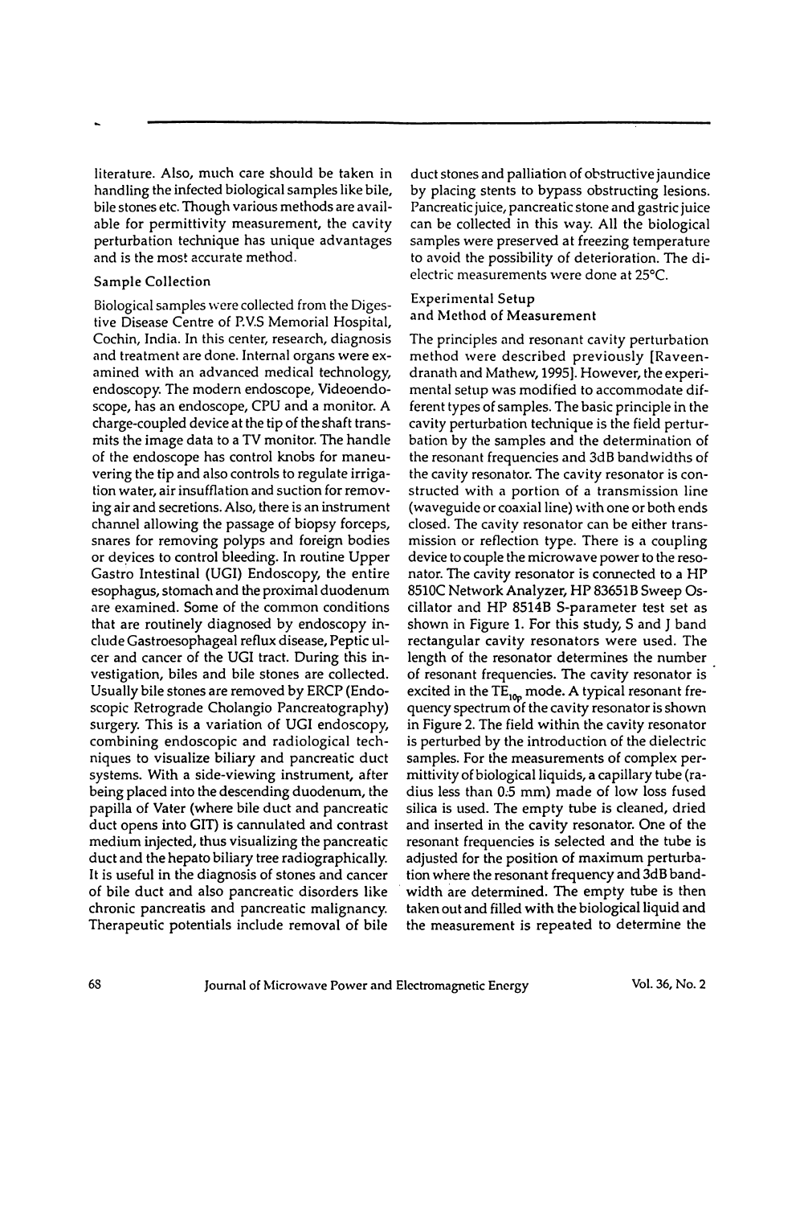literature. Also, much care should be taken in handling the infected biological samples like bile, bile stones etc. Though various methods are available for permittivity measurement, the cavity perturbation technique has unique advantages and is the most accurate method.

### Sample Collection

Biological samples were collected from the Digestive Disease Centre of P.V.S Memorial Hospital, Cochin, India. In this center, research, diagnosis and treatment are done. Internal organs were examined with an advanced medical technology, endoscopy. The modern endoscope, Videoendoscope, has an endoscope, CPU and a monitor. A charge-coupled device at the tip of the shaft transmits the image data to a TV monitor. The handle of the endoscope has control knobs for maneuvering the tip and also controls to regulate irrigation water, air insufflation and suction for removing air and secretions. Also, there is an instrument channel allowing the passage of biopsy forceps, snares for removing polyps and foreign bodies or devices to control bleeding. In routine Upper Gastro Intestinal (UGI) Endoscopy, the entire esophagus, stomach and the proximal duodenum are examined. Some of the common conditions that are routinely diagnosed by endoscopy include Gastroesophageal reflux disease, Peptic ulcer and cancer of the UGI tract. During this investigation, biles and bile stones are collected. Usually bile stones are removed by ERCP (Endoscopic Retrograde Cholangio Pancreatography) surgery. This is a variation of UGI endoscopy, combining endoscopic and radiological techniques to visualize biliary and pancreatic duct systems. With a side-viewing instrument, after being placed into the descending duodenum, the papilla of Vater (where bile duct and pancreatic duct opens into GIT) is cannulated and contrast medium injected, thus visualizing the pancreatic duct and the hepato biliary tree radiographically. It is useful in the diagnosis of stones and cancer of bile duct and also pancreatic disorders like chronic pancreatis and pancreatic malignancy. Therapeutic potentials include removal of bile duct stones and palliation of obstructive jaundice by placing stents to bypass obstructing lesions. Pancreatic juice, pancreatic stone and gastric juice can be collected in this way. All the biological samples were preserved at freezing temperature to avoid the possibility of deterioration. The dielectric measurements were done at 25°C.

### Experimental Setup and Method of Measurement

The principles and resonant cavity perturbation method were described previously [Raveendranath and Mathew, 1995]. However, the experimental setup was modified to accommodate different types of samples. The basic principle in the cavity perturbation technique is the field perturbation by the samples and the determination of the resonant frequencies and 3dB bandwidths of the cavity resonator. The cavity resonator is constructed with a portion of a transmission line (waveguide or coaxial line) with one or both ends closed. The cavity resonator can be either transmission or reflection type. There is a coupling device to couple the microwave power to the resonator. The cavity resonator is connected to a HP 8510C Network Analyzer, HP 83651B Sweep Oscillator and HP 8514B S-parameter test set as shown in Figure 1. For this study, S and J band rectangular cavity resonators were used. The length of the resonator determines the number of resonant frequencies. The cavity resonator is excited in the $TE_{10p}$ mode. A typical resonant frequency spectrum of the cavity resonator is shown in Figure 2. The field within the cavity resonator is perturbed by the introduction of the dielectric samples. For the measurements of complex permittivity of biological liquids, a capillary tube (radius less than 0.5 mm) made of low loss fused silica is used. The empty tube is cleaned, dried and inserted in the cavity resonator. One of the resonant frequencies is selected and the tube is adjusted for the position of maximum perturbation where the resonant frequency and 3dB bandwidth are determined. The empty tube is then taken out and filled with the biological liquid and the measurement is repeated to determine the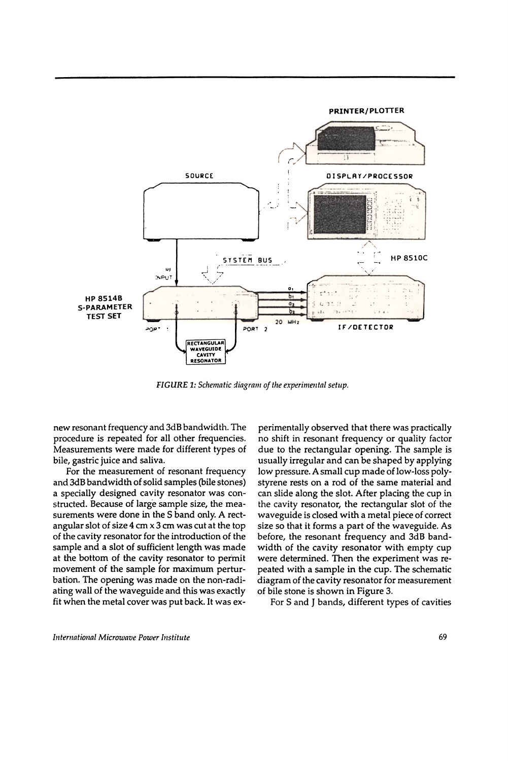*FIGURE 1: Schematic diagram of the experimental setup.*

new resonant frequency and 3dB bandwidth. The procedure is repeated for all other frequencies. Measurements were made for different types of bile, gastric juice and saliva.

For the measurement of resonant frequency and 3dB bandwidth of solid samples (bile stones) a specially designed cavity resonator was constructed. Because of large sample size, the measurements were done in the S band only. A rectangular slot of size 4 cm x 3 cm was cut at the top of the cavity resonator for the introduction of the sample and a slot of sufficient length was made at the bottom of the cavity resonator to permit movement of the sample for maximum perturbation. The opening was made on the non-radiating wall of the waveguide and this was exactly fit when the metal cover was put back. It was experimentally observed that there was practically no shift in resonant frequency or quality factor due to the rectangular opening. The sample is usually irregular and can be shaped by applying low pressure. A small cup made of low-loss polystyrene rests on a rod of the same material and can slide along the slot. After placing the cup in the cavity resonator, the rectangular slot of the waveguide is closed with a metal piece of correct size so that it forms a part of the waveguide. As before, the resonant frequency and 3dB bandwidth of the cavity resonator with empty cup were determined. Then the experiment was repeated with a sample in the cup. The schematic diagram of the cavity resonator for measurement of bile stone is shown in Figure 3.

For S and J bands, different types of cavities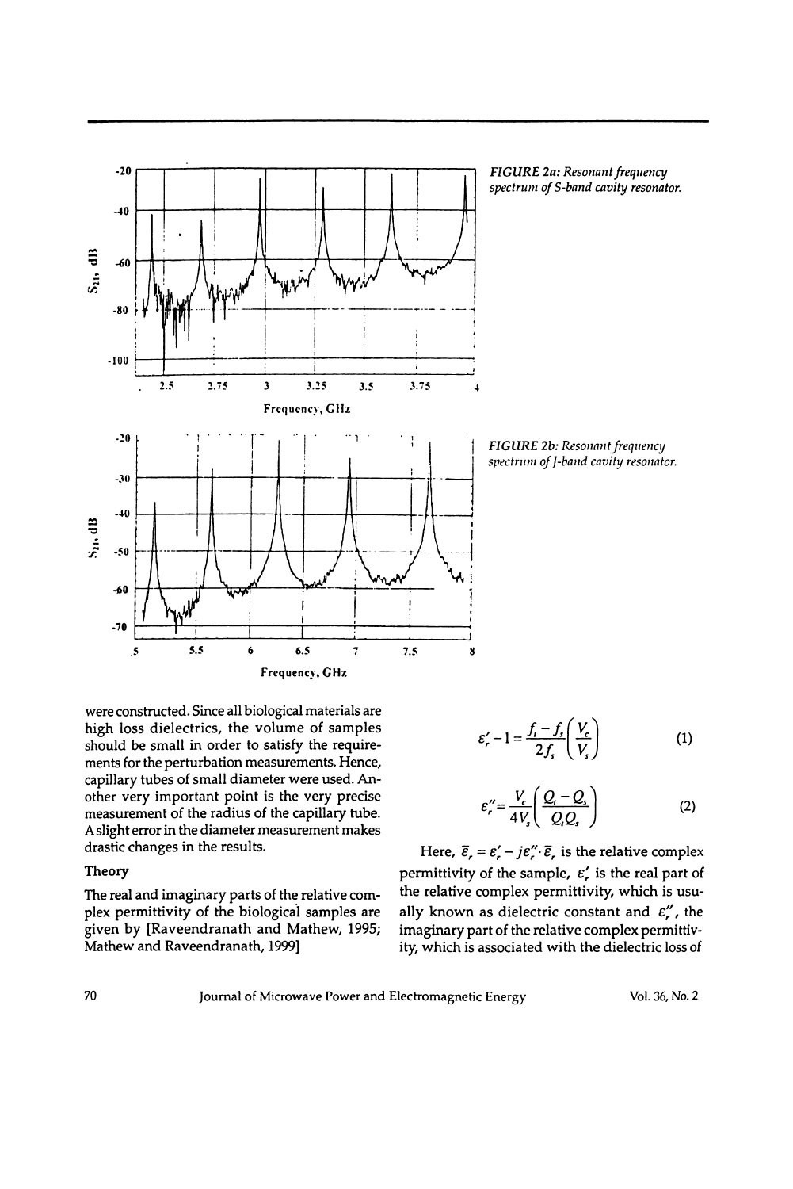FIGURE 2a: Resonant frequency spectrum of S-band cavity resonator.

FIGURE 2b: Resonant frequency spectrum of J-band cavity resonator.

were constructed. Since all biological materials are high loss dielectrics, the volume of samples should be small in order to satisfy the requirements for the perturbation measurements. Hence, capillary tubes of small diameter were used. Another very important point is the very precise measurement of the radius of the capillary tube. A slight error in the diameter measurement makes drastic changes in the results.

### Theory

The real and imaginary parts of the relative complex permittivity of the biological samples are given by [Raveendranath and Mathew, 1995; Mathew and Raveendranath, 1999]

$$\varepsilon_r' - 1 = \frac{f_t - f_s}{2f_s}\left(\frac{V_c}{V_s}\right) \tag{1}$$

$$\varepsilon_r'' = \frac{V_c}{4V_s}\left(\frac{Q_t - Q_s}{Q_t Q_s}\right) \tag{2}$$

Here, $\bar{\varepsilon}_r = \varepsilon_r' - j\varepsilon_r'' \cdot \bar{\varepsilon}_r$ is the relative complex permittivity of the sample, $\varepsilon_r'$ is the real part of the relative complex permittivity, which is usually known as dielectric constant and $\varepsilon_r''$, the imaginary part of the relative complex permittivity, which is associated with the dielectric loss of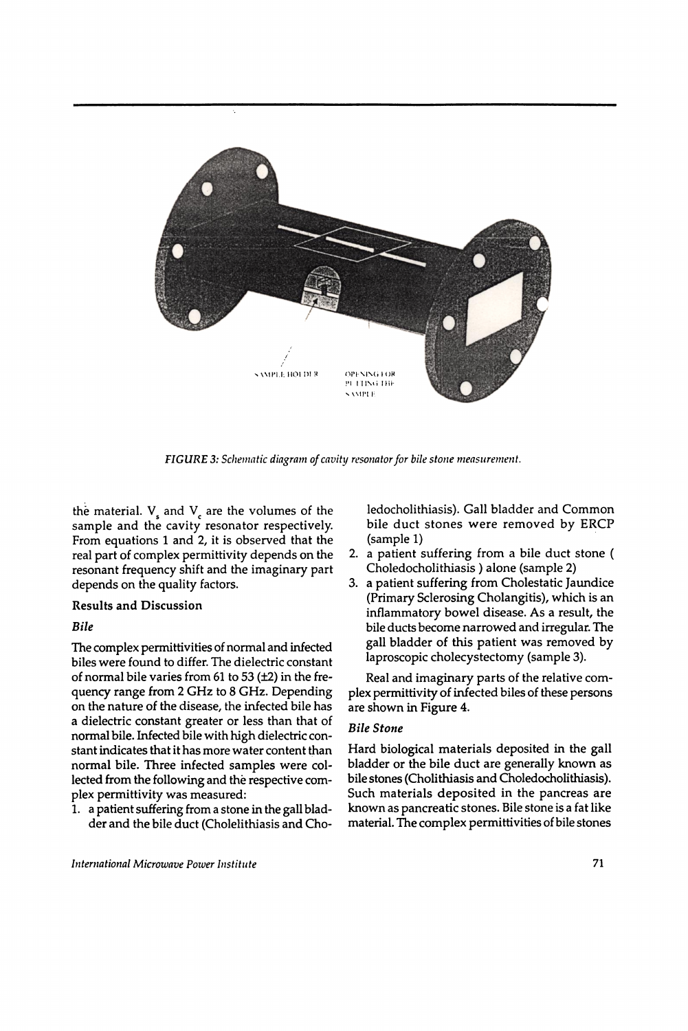FIGURE 3: Schematic diagram of cavity resonator for bile stone measurement.

the material. $V_s$ and $V_c$ are the volumes of the sample and the cavity resonator respectively. From equations 1 and 2, it is observed that the real part of complex permittivity depends on the resonant frequency shift and the imaginary part depends on the quality factors.

## Results and Discussion

### *Bile*

The complex permittivities of normal and infected biles were found to differ. The dielectric constant of normal bile varies from 61 to 53 (±2) in the frequency range from 2 GHz to 8 GHz. Depending on the nature of the disease, the infected bile has a dielectric constant greater or less than that of normal bile. Infected bile with high dielectric constant indicates that it has more water content than normal bile. Three infected samples were collected from the following and the respective complex permittivity was measured:

1. a patient suffering from a stone in the gall bladder and the bile duct (Cholelithiasis and Choledocholithiasis). Gall bladder and Common bile duct stones were removed by ERCP (sample 1)
2. a patient suffering from a bile duct stone ( Choledocholithiasis ) alone (sample 2)
3. a patient suffering from Cholestatic Jaundice (Primary Sclerosing Cholangitis), which is an inflammatory bowel disease. As a result, the bile ducts become narrowed and irregular. The gall bladder of this patient was removed by laproscopic cholecystectomy (sample 3).

Real and imaginary parts of the relative complex permittivity of infected biles of these persons are shown in Figure 4.

### *Bile Stone*

Hard biological materials deposited in the gall bladder or the bile duct are generally known as bile stones (Cholithiasis and Choledocholithiasis). Such materials deposited in the pancreas are known as pancreatic stones. Bile stone is a fat like material. The complex permittivities of bile stones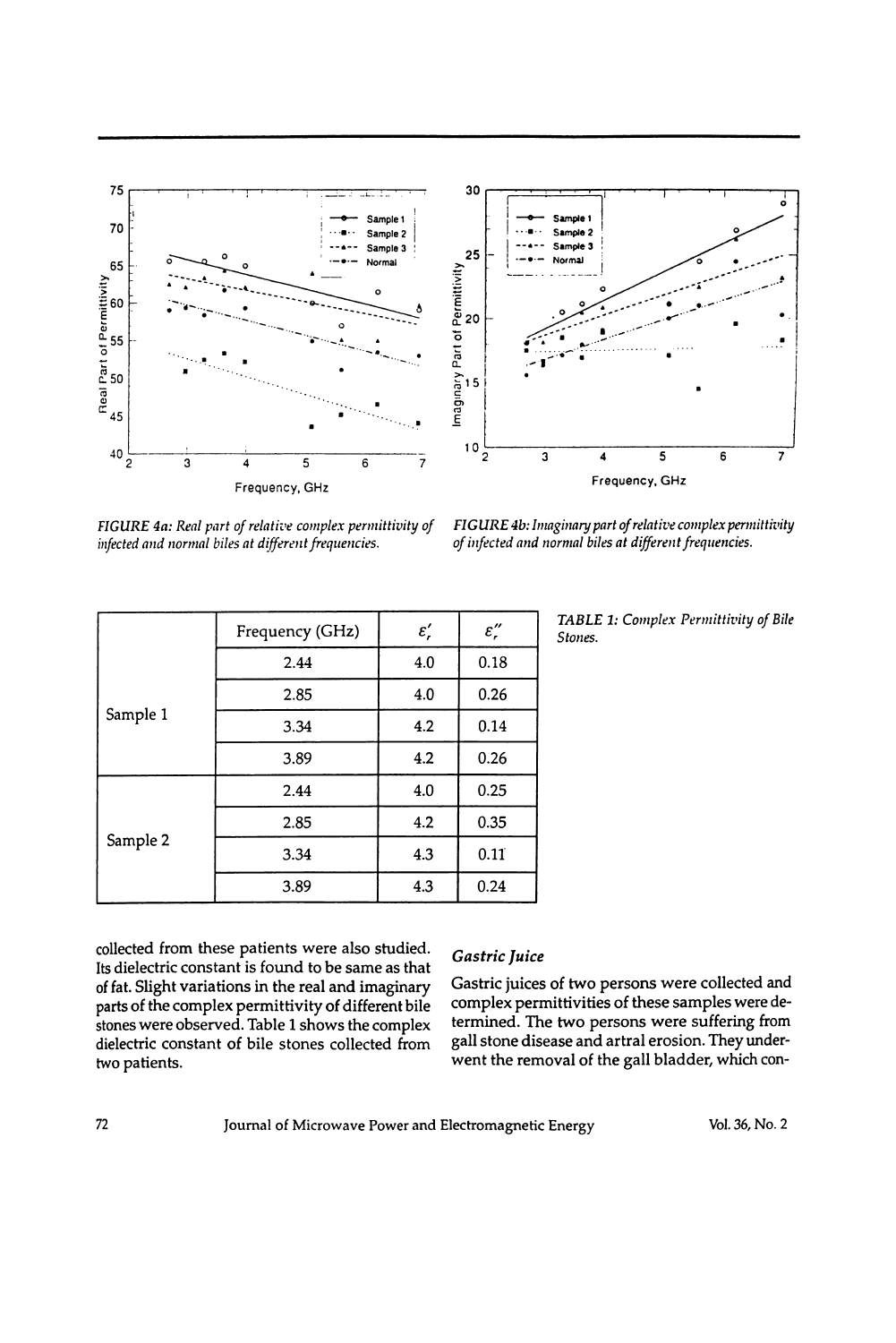FIGURE 4a: Real part of relative complex permittivity of infected and normal biles at different frequencies.

FIGURE 4b: Imaginary part of relative complex permittivity of infected and normal biles at different frequencies.

TABLE 1: Complex Permittivity of Bile Stones.

| | Frequency (GHz) | $\varepsilon_r'$ | $\varepsilon_r''$ |
|---|---|---|---|
| Sample 1 | 2.44 | 4.0 | 0.18 |
| | 2.85 | 4.0 | 0.26 |
| | 3.34 | 4.2 | 0.14 |
| | 3.89 | 4.2 | 0.26 |
| Sample 2 | 2.44 | 4.0 | 0.25 |
| | 2.85 | 4.2 | 0.35 |
| | 3.34 | 4.3 | 0.11 |
| | 3.89 | 4.3 | 0.24 |

collected from these patients were also studied. Its dielectric constant is found to be same as that of fat. Slight variations in the real and imaginary parts of the complex permittivity of different bile stones were observed. Table 1 shows the complex dielectric constant of bile stones collected from two patients.

### *Gastric Juice*

Gastric juices of two persons were collected and complex permittivities of these samples were determined. The two persons were suffering from gall stone disease and artral erosion. They underwent the removal of the gall bladder, which con-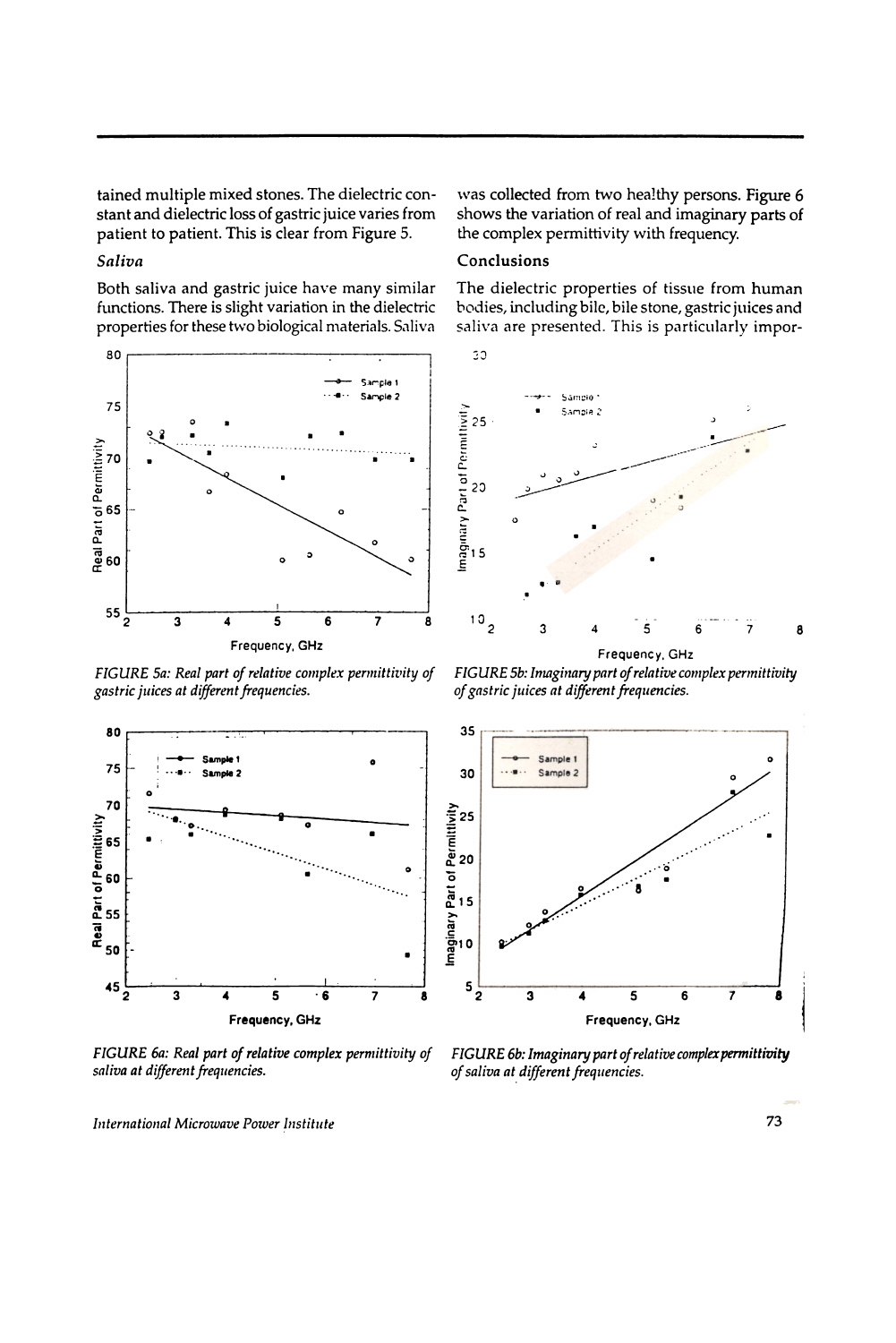tained multiple mixed stones. The dielectric constant and dielectric loss of gastric juice varies from patient to patient. This is clear from Figure 5.

### *Saliva*

Both saliva and gastric juice have many similar functions. There is slight variation in the dielectric properties for these two biological materials. Saliva was collected from two healthy persons. Figure 6 shows the variation of real and imaginary parts of the complex permittivity with frequency.

### Conclusions

The dielectric properties of tissue from human bodies, including bile, bile stone, gastric juices and saliva are presented. This is particularly impor-

*FIGURE 5a: Real part of relative complex permittivity of gastric juices at different frequencies.*

*FIGURE 5b: Imaginary part of relative complex permittivity of gastric juices at different frequencies.*

*FIGURE 6a: Real part of relative complex permittivity of saliva at different frequencies.*

*FIGURE 6b: Imaginary part of relative complex permittivity of saliva at different frequencies.*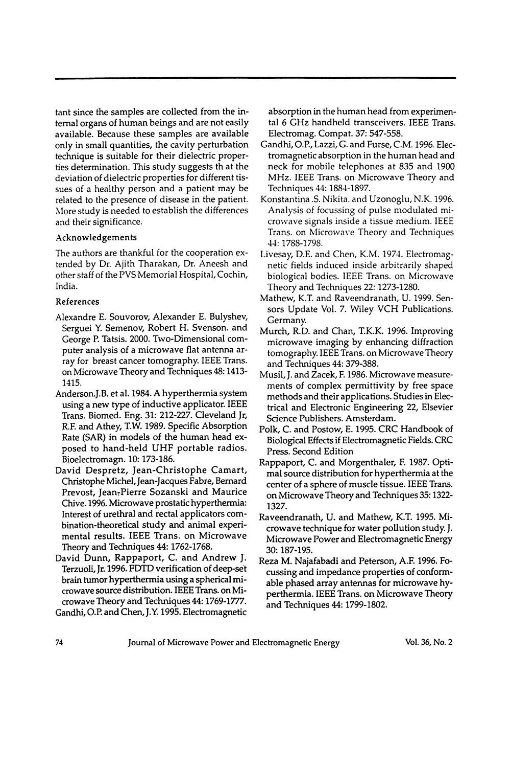tant since the samples are collected from the internal organs of human beings and are not easily available. Because these samples are available only in small quantities, the cavity perturbation technique is suitable for their dielectric properties determination. This study suggests th at the deviation of dielectric properties for different tissues of a healthy person and a patient may be related to the presence of disease in the patient. More study is needed to establish the differences and their significance.

### Acknowledgements

The authors are thankful for the cooperation extended by Dr. Ajith Tharakan, Dr. Aneesh and other staff of the PVS Memorial Hospital, Cochin, India.

### References

Alexandre E. Souvorov, Alexander E. Bulyshev, Serguei Y. Semenov, Robert H. Svenson. and George P. Tatsis. 2000. Two-Dimensional computer analysis of a microwave flat antenna array for breast cancer tomography. IEEE Trans. on Microwave Theory and Techniques 48: 1413-1415.

Anderson.J.B. et al. 1984. A hyperthermia system using a new type of inductive applicator. IEEE Trans. Biomed. Eng. 31: 212-227. Cleveland Jr, R.F. and Athey, T.W. 1989. Specific Absorption Rate (SAR) in models of the human head exposed to hand-held UHF portable radios. Bioelectromagn. 10: 173-186.

David Despretz, Jean-Christophe Camart, Christophe Michel, Jean-Jacques Fabre, Bernard Prevost, Jean-Pierre Sozanski and Maurice Chive. 1996. Microwave prostatic hyperthermia: Interest of urethral and rectal applicators combination-theoretical study and animal experimental results. IEEE Trans. on Microwave Theory and Techniques 44: 1762-1768.

David Dunn, Rappaport, C. and Andrew J. Terzuoli, Jr. 1996. FDTD verification of deep-set brain tumor hyperthermia using a spherical microwave source distribution. IEEE Trans. on Microwave Theory and Techniques 44: 1769-1777.

Gandhi, O.P. and Chen, J.Y. 1995. Electromagnetic absorption in the human head from experimental 6 GHz handheld transceivers. IEEE Trans. Electromag. Compat. 37: 547-558.

Gandhi, O.P., Lazzi, G. and Furse, C.M. 1996. Electromagnetic absorption in the human head and neck for mobile telephones at 835 and 1900 MHz. IEEE Trans. on Microwave Theory and Techniques 44: 1884-1897.

Konstantina .S. Nikita. and Uzonoglu, N.K. 1996. Analysis of focussing of pulse modulated microwave signals inside a tissue medium. IEEE Trans. on Microwave Theory and Techniques 44: 1788-1798.

Livesay, D.E. and Chen, K.M. 1974. Electromagnetic fields induced inside arbitrarily shaped biological bodies. IEEE Trans. on Microwave Theory and Techniques 22: 1273-1280.

Mathew, K.T. and Raveendranath, U. 1999. Sensors Update Vol. 7. Wiley VCH Publications. Germany.

Murch, R.D. and Chan, T.K.K. 1996. Improving microwave imaging by enhancing diffraction tomography. IEEE Trans. on Microwave Theory and Techniques 44: 379-388.

Musil, J. and Zacek, F. 1986. Microwave measurements of complex permittivity by free space methods and their applications. Studies in Electrical and Electronic Engineering 22, Elsevier Science Publishers. Amsterdam.

Polk, C. and Postow, E. 1995. CRC Handbook of Biological Effects if Electromagnetic Fields. CRC Press. Second Edition

Rappaport, C. and Morgenthaler, F. 1987. Optimal source distribution for hyperthermia at the center of a sphere of muscle tissue. IEEE Trans. on Microwave Theory and Techniques 35: 1322-1327.

Raveendranath, U. and Mathew, K.T. 1995. Microwave technique for water pollution study. J. Microwave Power and Electromagnetic Energy 30: 187-195.

Reza M. Najafabadi and Peterson, A.F. 1996. Focussing and impedance properties of conformable phased array antennas for microwave hyperthermia. IEEE Trans. on Microwave Theory and Techniques 44: 1799-1802.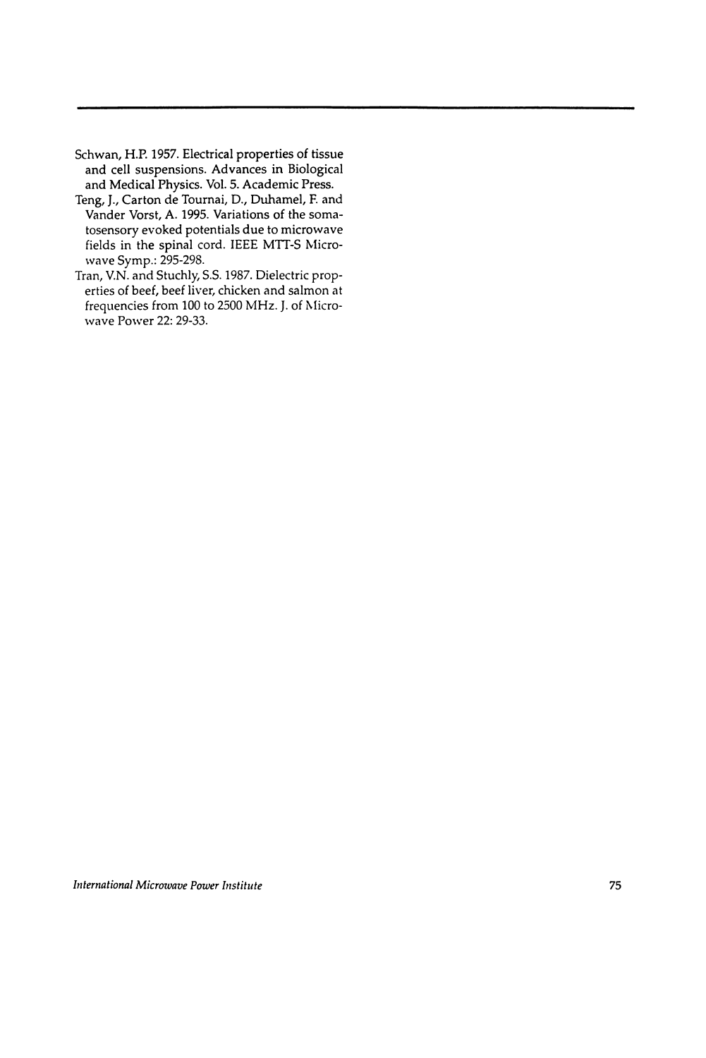Schwan, H.P. 1957. Electrical properties of tissue and cell suspensions. Advances in Biological and Medical Physics. Vol. 5. Academic Press.

Teng, J., Carton de Tournai, D., Duhamel, F. and Vander Vorst, A. 1995. Variations of the somatosensory evoked potentials due to microwave fields in the spinal cord. IEEE MTT-S Microwave Symp.: 295-298.

Tran, V.N. and Stuchly, S.S. 1987. Dielectric properties of beef, beef liver, chicken and salmon at frequencies from 100 to 2500 MHz. J. of Microwave Power 22: 29-33.